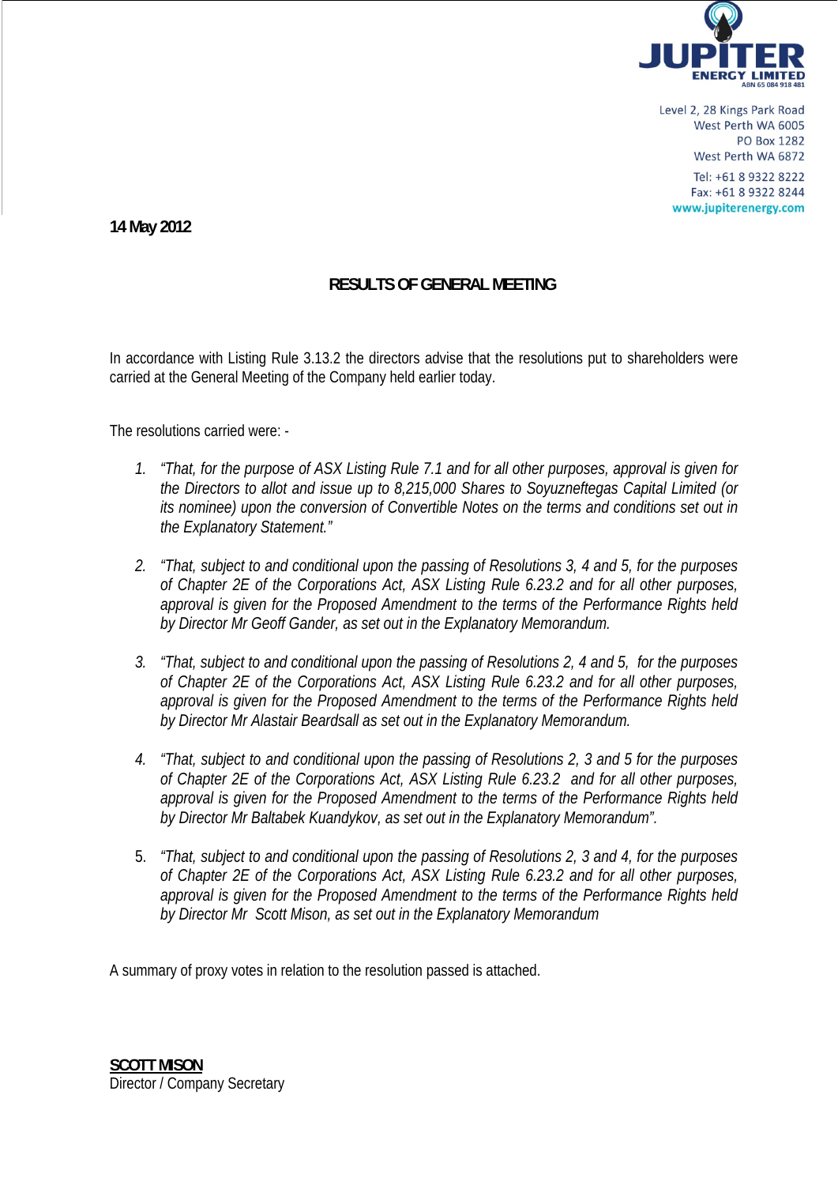**JUPITER ENERGY LIMITED**
ABN 65 084 918 481

Level 2, 28 Kings Park Road
West Perth WA 6005
PO Box 1282
West Perth WA 6872
Tel: +61 8 9322 8222
Fax: +61 8 9322 8244
www.jupiterenergy.com

**14 May 2012**

## RESULTS OF GENERAL MEETING

In accordance with Listing Rule 3.13.2 the directors advise that the resolutions put to shareholders were carried at the General Meeting of the Company held earlier today.

The resolutions carried were: -

1. *"That, for the purpose of ASX Listing Rule 7.1 and for all other purposes, approval is given for the Directors to allot and issue up to 8,215,000 Shares to Soyuzneftegas Capital Limited (or its nominee) upon the conversion of Convertible Notes on the terms and conditions set out in the Explanatory Statement."*

2. *"That, subject to and conditional upon the passing of Resolutions 3, 4 and 5, for the purposes of Chapter 2E of the Corporations Act, ASX Listing Rule 6.23.2 and for all other purposes, approval is given for the Proposed Amendment to the terms of the Performance Rights held by Director Mr Geoff Gander, as set out in the Explanatory Memorandum.*

3. *"That, subject to and conditional upon the passing of Resolutions 2, 4 and 5, for the purposes of Chapter 2E of the Corporations Act, ASX Listing Rule 6.23.2 and for all other purposes, approval is given for the Proposed Amendment to the terms of the Performance Rights held by Director Mr Alastair Beardsall as set out in the Explanatory Memorandum.*

4. *"That, subject to and conditional upon the passing of Resolutions 2, 3 and 5 for the purposes of Chapter 2E of the Corporations Act, ASX Listing Rule 6.23.2 and for all other purposes, approval is given for the Proposed Amendment to the terms of the Performance Rights held by Director Mr Baltabek Kuandykov, as set out in the Explanatory Memorandum".*

5. *"That, subject to and conditional upon the passing of Resolutions 2, 3 and 4, for the purposes of Chapter 2E of the Corporations Act, ASX Listing Rule 6.23.2 and for all other purposes, approval is given for the Proposed Amendment to the terms of the Performance Rights held by Director Mr Scott Mison, as set out in the Explanatory Memorandum*

A summary of proxy votes in relation to the resolution passed is attached.

**SCOTT MISON**
Director / Company Secretary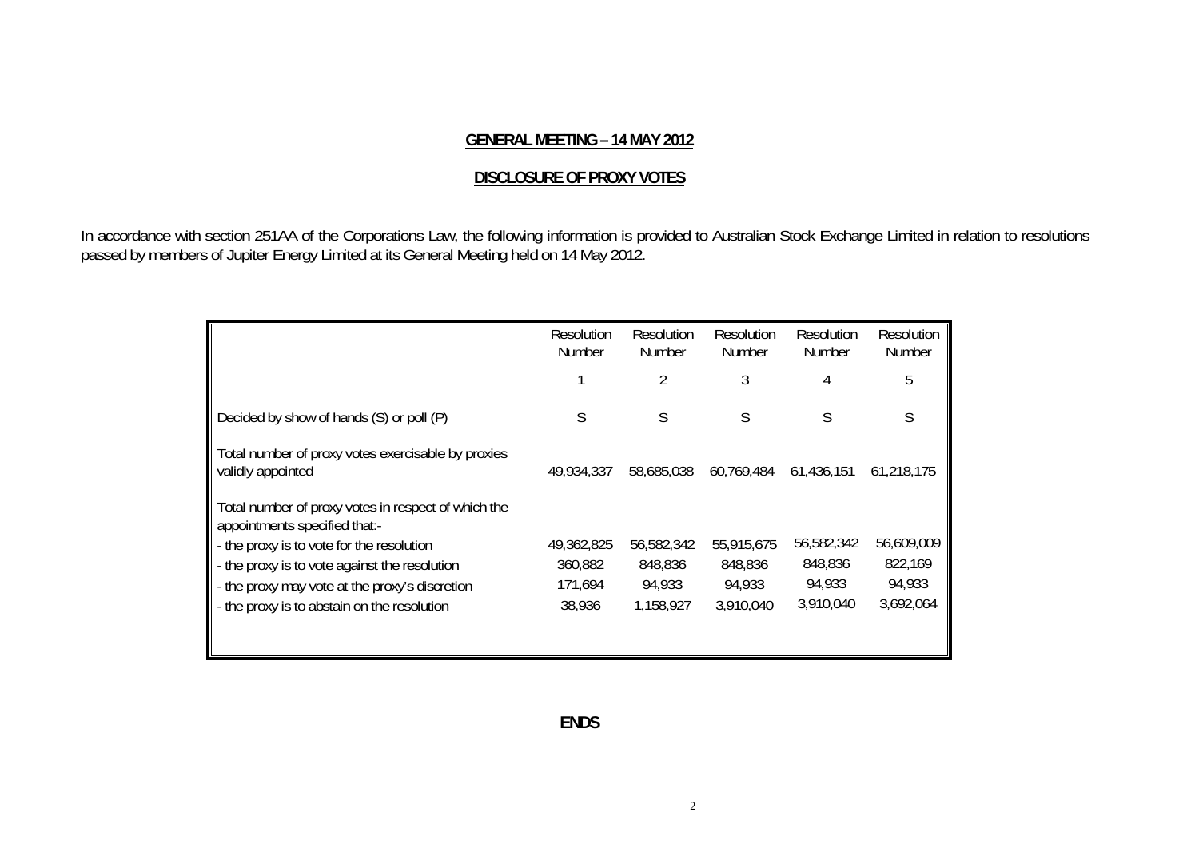## GENERAL MEETING – 14 MAY 2012

## DISCLOSURE OF PROXY VOTES

In accordance with section 251AA of the Corporations Law, the following information is provided to Australian Stock Exchange Limited in relation to resolutions passed by members of Jupiter Energy Limited at its General Meeting held on 14 May 2012.

| | Resolution Number 1 | Resolution Number 2 | Resolution Number 3 | Resolution Number 4 | Resolution Number 5 |
|---|---|---|---|---|---|
| Decided by show of hands (S) or poll (P) | S | S | S | S | S |
| Total number of proxy votes exercisable by proxies validly appointed | 49,934,337 | 58,685,038 | 60,769,484 | 61,436,151 | 61,218,175 |
| Total number of proxy votes in respect of which the appointments specified that:- | | | | | |
| - the proxy is to vote for the resolution | 49,362,825 | 56,582,342 | 55,915,675 | 56,582,342 | 56,609,009 |
| - the proxy is to vote against the resolution | 360,882 | 848,836 | 848,836 | 848,836 | 822,169 |
| - the proxy may vote at the proxy's discretion | 171,694 | 94,933 | 94,933 | 94,933 | 94,933 |
| - the proxy is to abstain on the resolution | 38,936 | 1,158,927 | 3,910,040 | 3,910,040 | 3,692,064 |

**ENDS**